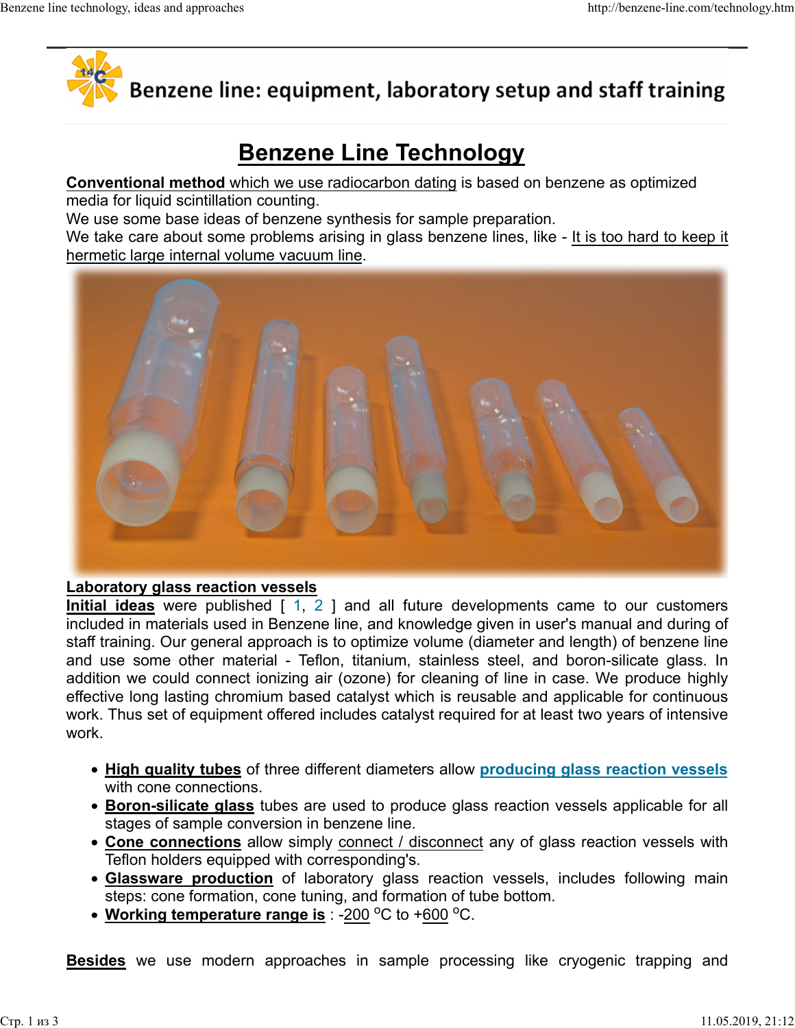# Benzene line: equipment, laboratory setup and staff training

## Benzene Line Technology

**Conventional method** which we use radiocarbon dating is based on benzene as optimized media for liquid scintillation counting.
We use some base ideas of benzene synthesis for sample preparation.
We take care about some problems arising in glass benzene lines, like - It is too hard to keep it hermetic large internal volume vacuum line.

**Laboratory glass reaction vessels**

**Initial ideas** were published [ 1, 2 ] and all future developments came to our customers included in materials used in Benzene line, and knowledge given in user's manual and during of staff training. Our general approach is to optimize volume (diameter and length) of benzene line and use some other material - Teflon, titanium, stainless steel, and boron-silicate glass. In addition we could connect ionizing air (ozone) for cleaning of line in case. We produce highly effective long lasting chromium based catalyst which is reusable and applicable for continuous work. Thus set of equipment offered includes catalyst required for at least two years of intensive work.

- **High quality tubes** of three different diameters allow **producing glass reaction vessels** with cone connections.
- **Boron-silicate glass** tubes are used to produce glass reaction vessels applicable for all stages of sample conversion in benzene line.
- **Cone connections** allow simply connect / disconnect any of glass reaction vessels with Teflon holders equipped with corresponding's.
- **Glassware production** of laboratory glass reaction vessels, includes following main steps: cone formation, cone tuning, and formation of tube bottom.
- **Working temperature range is** : -200 $^{o}$C to +600 $^{o}$C.

**Besides** we use modern approaches in sample processing like cryogenic trapping and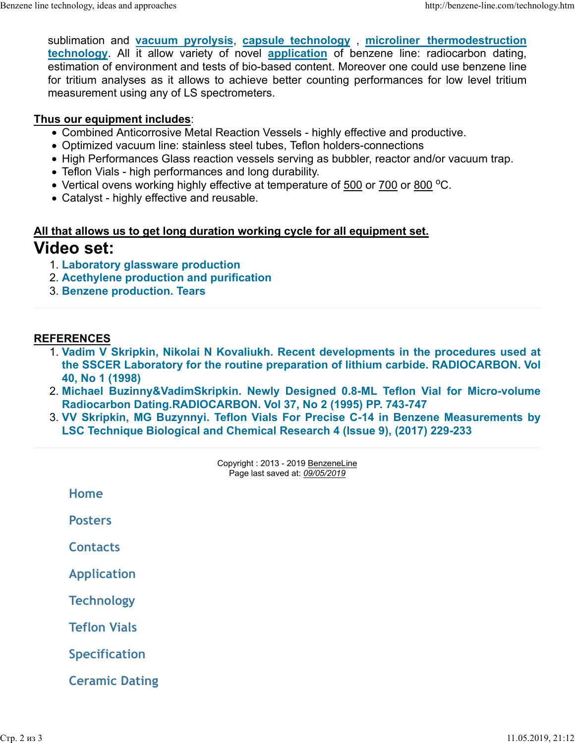sublimation and **vacuum pyrolysis**, **capsule technology** , **microliner thermodestruction technology**. All it allow variety of novel **application** of benzene line: radiocarbon dating, estimation of environment and tests of bio-based content. Moreover one could use benzene line for tritium analyses as it allows to achieve better counting performances for low level tritium measurement using any of LS spectrometers.

**Thus our equipment includes**:

- Combined Anticorrosive Metal Reaction Vessels - highly effective and productive.
- Optimized vacuum line: stainless steel tubes, Teflon holders-connections
- High Performances Glass reaction vessels serving as bubbler, reactor and/or vacuum trap.
- Teflon Vials - high performances and long durability.
- Vertical ovens working highly effective at temperature of 500 or 700 or 800 $^{o}$C.
- Catalyst - highly effective and reusable.

**All that allows us to get long duration working cycle for all equipment set.**

# Video set:

1. **Laboratory glassware production**
2. **Acethylene production and purification**
3. **Benzene production. Tears**

---

**REFERENCES**

1. **Vadim V Skripkin, Nikolai N Kovaliukh. Recent developments in the procedures used at the SSCER Laboratory for the routine preparation of lithium carbide. RADIOCARBON. Vol 40, No 1 (1998)**
2. **Michael Buzinny&VadimSkripkin. Newly Designed 0.8-ML Teflon Vial for Micro-volume Radiocarbon Dating.RADIOCARBON. Vol 37, No 2 (1995) PP. 743-747**
3. **VV Skripkin, MG Buzynnyi. Teflon Vials For Precise C-14 in Benzene Measurements by LSC Technique Biological and Chemical Research 4 (Issue 9), (2017) 229-233**

---

Copyright : 2013 - 2019 BenzeneLine
Page last saved at: *09/05/2019*

Home

Posters

Contacts

Application

Technology

Teflon Vials

Specification

Ceramic Dating